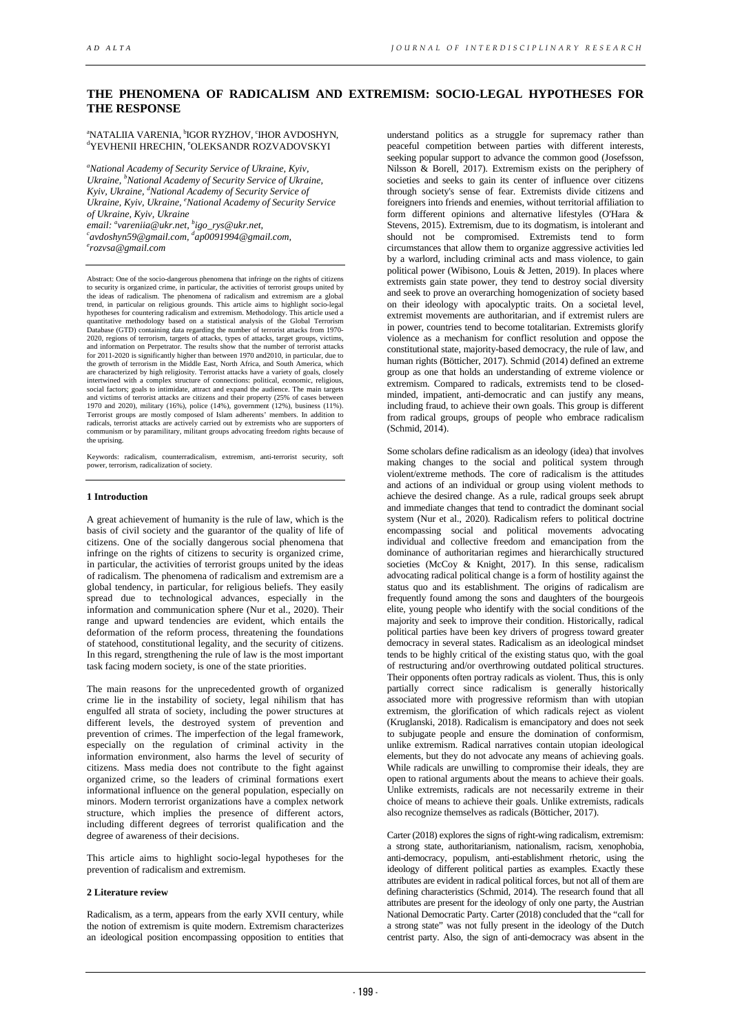# THE PHENOMENA OF RADICALISM AND EXTREMISM: SOCIO-LEGAL HYPOTHESES FOR THE RESPONSE

[a]NATALIIA VARENIA, [b]IGOR RYZHOV, [c]IHOR AVDOSHYN, [d]YEVHENII HRECHIN, [e]OLEKSANDR ROZVADOVSKYI

*[a]National Academy of Security Service of Ukraine, Kyiv, Ukraine, [b]National Academy of Security Service of Ukraine, Kyiv, Ukraine, [d]National Academy of Security Service of Ukraine, Kyiv, Ukraine, [e]National Academy of Security Service of Ukraine, Kyiv, Ukraine*
*email: [a]vareniia@ukr.net, [b]igo_rys@ukr.net, [c]avdoshyn59@gmail.com, [d]ap0091994@gmail.com, [e]rozvsa@gmail.com*

Abstract: One of the socio-dangerous phenomena that infringe on the rights of citizens to security is organized crime, in particular, the activities of terrorist groups united by the ideas of radicalism. The phenomena of radicalism and extremism are a global trend, in particular on religious grounds. This article aims to highlight socio-legal hypotheses for countering radicalism and extremism. Methodology. This article used a quantitative methodology based on a statistical analysis of the Global Terrorism Database (GTD) containing data regarding the number of terrorist attacks from 1970-2020, regions of terrorism, targets of attacks, types of attacks, target groups, victims, and information on Perpetrator. The results show that the number of terrorist attacks for 2011-2020 is significantly higher than between 1970 and2010, in particular, due to the growth of terrorism in the Middle East, North Africa, and South America, which are characterized by high religiosity. Terrorist attacks have a variety of goals, closely intertwined with a complex structure of connections: political, economic, religious, social factors; goals to intimidate, attract and expand the audience. The main targets and victims of terrorist attacks are citizens and their property (25% of cases between 1970 and 2020), military (16%), police (14%), government (12%), business (11%). Terrorist groups are mostly composed of Islam adherents' members. In addition to radicals, terrorist attacks are actively carried out by extremists who are supporters of communism or by paramilitary, militant groups advocating freedom rights because of the uprising.

Keywords: radicalism, counterradicalism, extremism, anti-terrorist security, soft power, terrorism, radicalization of society.

## 1 Introduction

A great achievement of humanity is the rule of law, which is the basis of civil society and the guarantor of the quality of life of citizens. One of the socially dangerous social phenomena that infringe on the rights of citizens to security is organized crime, in particular, the activities of terrorist groups united by the ideas of radicalism. The phenomena of radicalism and extremism are a global tendency, in particular, for religious beliefs. They easily spread due to technological advances, especially in the information and communication sphere (Nur et al., 2020). Their range and upward tendencies are evident, which entails the deformation of the reform process, threatening the foundations of statehood, constitutional legality, and the security of citizens. In this regard, strengthening the rule of law is the most important task facing modern society, is one of the state priorities.

The main reasons for the unprecedented growth of organized crime lie in the instability of society, legal nihilism that has engulfed all strata of society, including the power structures at different levels, the destroyed system of prevention and prevention of crimes. The imperfection of the legal framework, especially on the regulation of criminal activity in the information environment, also harms the level of security of citizens. Mass media does not contribute to the fight against organized crime, so the leaders of criminal formations exert informational influence on the general population, especially on minors. Modern terrorist organizations have a complex network structure, which implies the presence of different actors, including different degrees of terrorist qualification and the degree of awareness of their decisions.

This article aims to highlight socio-legal hypotheses for the prevention of radicalism and extremism.

## 2 Literature review

Radicalism, as a term, appears from the early XVII century, while the notion of extremism is quite modern. Extremism characterizes an ideological position encompassing opposition to entities that understand politics as a struggle for supremacy rather than peaceful competition between parties with different interests, seeking popular support to advance the common good (Josefsson, Nilsson & Borell, 2017). Extremism exists on the periphery of societies and seeks to gain its center of influence over citizens through society's sense of fear. Extremists divide citizens and foreigners into friends and enemies, without territorial affiliation to form different opinions and alternative lifestyles (O'Hara & Stevens, 2015). Extremism, due to its dogmatism, is intolerant and should not be compromised. Extremists tend to form circumstances that allow them to organize aggressive activities led by a warlord, including criminal acts and mass violence, to gain political power (Wibisono, Louis & Jetten, 2019). In places where extremists gain state power, they tend to destroy social diversity and seek to prove an overarching homogenization of society based on their ideology with apocalyptic traits. On a societal level, extremist movements are authoritarian, and if extremist rulers are in power, countries tend to become totalitarian. Extremists glorify violence as a mechanism for conflict resolution and oppose the constitutional state, majority-based democracy, the rule of law, and human rights (Bötticher, 2017). Schmid (2014) defined an extreme group as one that holds an understanding of extreme violence or extremism. Compared to radicals, extremists tend to be closed-minded, impatient, anti-democratic and can justify any means, including fraud, to achieve their own goals. This group is different from radical groups, groups of people who embrace radicalism (Schmid, 2014).

Some scholars define radicalism as an ideology (idea) that involves making changes to the social and political system through violent/extreme methods. The core of radicalism is the attitudes and actions of an individual or group using violent methods to achieve the desired change. As a rule, radical groups seek abrupt and immediate changes that tend to contradict the dominant social system (Nur et al., 2020). Radicalism refers to political doctrine encompassing social and political movements advocating individual and collective freedom and emancipation from the dominance of authoritarian regimes and hierarchically structured societies (McCoy & Knight, 2017). In this sense, radicalism advocating radical political change is a form of hostility against the status quo and its establishment. The origins of radicalism are frequently found among the sons and daughters of the bourgeois elite, young people who identify with the social conditions of the majority and seek to improve their condition. Historically, radical political parties have been key drivers of progress toward greater democracy in several states. Radicalism as an ideological mindset tends to be highly critical of the existing status quo, with the goal of restructuring and/or overthrowing outdated political structures. Their opponents often portray radicals as violent. Thus, this is only partially correct since radicalism is generally historically associated more with progressive reformism than with utopian extremism, the glorification of which radicals reject as violent (Kruglanski, 2018). Radicalism is emancipatory and does not seek to subjugate people and ensure the domination of conformism, unlike extremism. Radical narratives contain utopian ideological elements, but they do not advocate any means of achieving goals. While radicals are unwilling to compromise their ideals, they are open to rational arguments about the means to achieve their goals. Unlike extremists, radicals are not necessarily extreme in their choice of means to achieve their goals. Unlike extremists, radicals also recognize themselves as radicals (Bötticher, 2017).

Carter (2018) explores the signs of right-wing radicalism, extremism: a strong state, authoritarianism, nationalism, racism, xenophobia, anti-democracy, populism, anti-establishment rhetoric, using the ideology of different political parties as examples. Exactly these attributes are evident in radical political forces, but not all of them are defining characteristics (Schmid, 2014). The research found that all attributes are present for the ideology of only one party, the Austrian National Democratic Party. Carter (2018) concluded that the "call for a strong state" was not fully present in the ideology of the Dutch centrist party. Also, the sign of anti-democracy was absent in the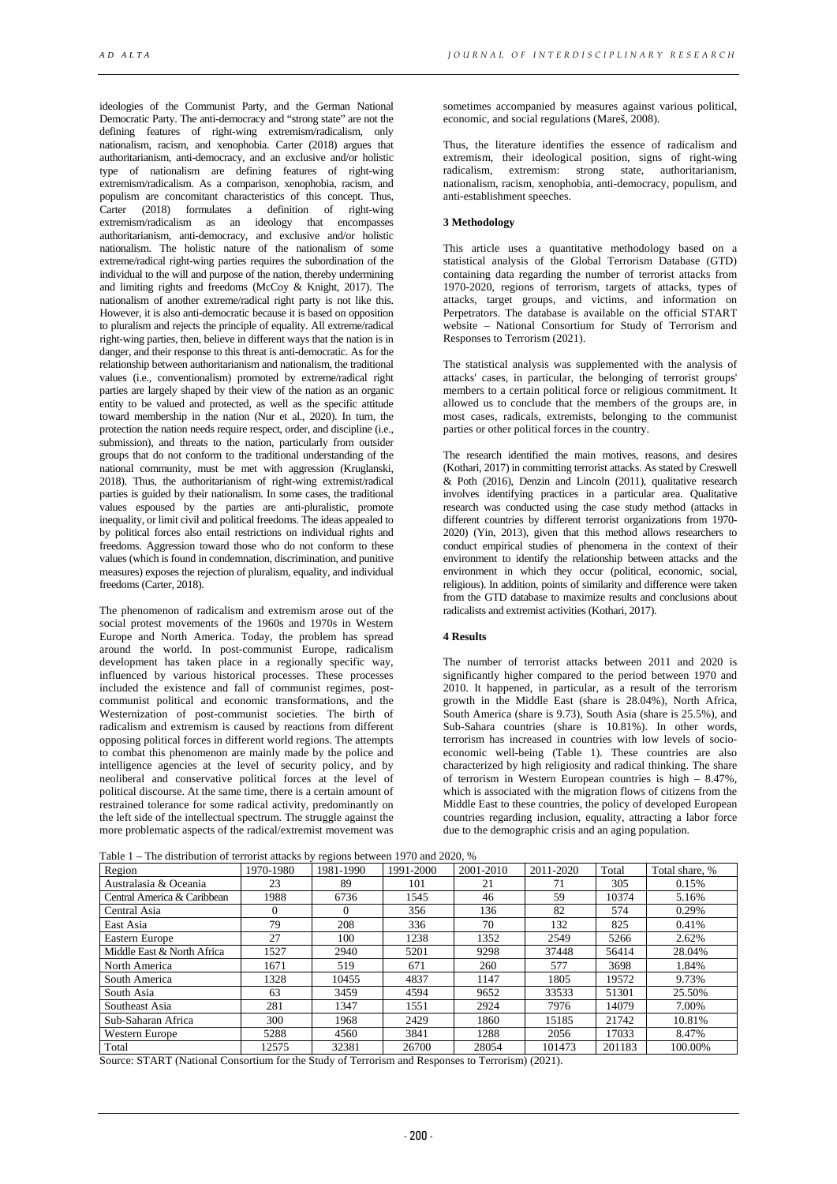ideologies of the Communist Party, and the German National Democratic Party. The anti-democracy and "strong state" are not the defining features of right-wing extremism/radicalism, only nationalism, racism, and xenophobia. Carter (2018) argues that authoritarianism, anti-democracy, and an exclusive and/or holistic type of nationalism are defining features of right-wing extremism/radicalism. As a comparison, xenophobia, racism, and populism are concomitant characteristics of this concept. Thus, Carter (2018) formulates a definition of right-wing extremism/radicalism as an ideology that encompasses authoritarianism, anti-democracy, and exclusive and/or holistic nationalism. The holistic nature of the nationalism of some extreme/radical right-wing parties requires the subordination of the individual to the will and purpose of the nation, thereby undermining and limiting rights and freedoms (McCoy & Knight, 2017). The nationalism of another extreme/radical right party is not like this. However, it is also anti-democratic because it is based on opposition to pluralism and rejects the principle of equality. All extreme/radical right-wing parties, then, believe in different ways that the nation is in danger, and their response to this threat is anti-democratic. As for the relationship between authoritarianism and nationalism, the traditional values (i.e., conventionalism) promoted by extreme/radical right parties are largely shaped by their view of the nation as an organic entity to be valued and protected, as well as the specific attitude toward membership in the nation (Nur et al., 2020). In turn, the protection the nation needs require respect, order, and discipline (i.e., submission), and threats to the nation, particularly from outsider groups that do not conform to the traditional understanding of the national community, must be met with aggression (Kruglanski, 2018). Thus, the authoritarianism of right-wing extremist/radical parties is guided by their nationalism. In some cases, the traditional values espoused by the parties are anti-pluralistic, promote inequality, or limit civil and political freedoms. The ideas appealed to by political forces also entail restrictions on individual rights and freedoms. Aggression toward those who do not conform to these values (which is found in condemnation, discrimination, and punitive measures) exposes the rejection of pluralism, equality, and individual freedoms (Carter, 2018).

The phenomenon of radicalism and extremism arose out of the social protest movements of the 1960s and 1970s in Western Europe and North America. Today, the problem has spread around the world. In post-communist Europe, radicalism development has taken place in a regionally specific way, influenced by various historical processes. These processes included the existence and fall of communist regimes, post-communist political and economic transformations, and the Westernization of post-communist societies. The birth of radicalism and extremism is caused by reactions from different opposing political forces in different world regions. The attempts to combat this phenomenon are mainly made by the police and intelligence agencies at the level of security policy, and by neoliberal and conservative political forces at the level of political discourse. At the same time, there is a certain amount of restrained tolerance for some radical activity, predominantly on the left side of the intellectual spectrum. The struggle against the more problematic aspects of the radical/extremist movement was sometimes accompanied by measures against various political, economic, and social regulations (Mareš, 2008).

Thus, the literature identifies the essence of radicalism and extremism, their ideological position, signs of right-wing radicalism, extremism: strong state, authoritarianism, nationalism, racism, xenophobia, anti-democracy, populism, and anti-establishment speeches.

### 3 Methodology

This article uses a quantitative methodology based on a statistical analysis of the Global Terrorism Database (GTD) containing data regarding the number of terrorist attacks from 1970-2020, regions of terrorism, targets of attacks, types of attacks, target groups, and victims, and information on Perpetrators. The database is available on the official START website – National Consortium for Study of Terrorism and Responses to Terrorism (2021).

The statistical analysis was supplemented with the analysis of attacks' cases, in particular, the belonging of terrorist groups' members to a certain political force or religious commitment. It allowed us to conclude that the members of the groups are, in most cases, radicals, extremists, belonging to the communist parties or other political forces in the country.

The research identified the main motives, reasons, and desires (Kothari, 2017) in committing terrorist attacks. As stated by Creswell & Poth (2016), Denzin and Lincoln (2011), qualitative research involves identifying practices in a particular area. Qualitative research was conducted using the case study method (attacks in different countries by different terrorist organizations from 1970-2020) (Yin, 2013), given that this method allows researchers to conduct empirical studies of phenomena in the context of their environment to identify the relationship between attacks and the environment in which they occur (political, economic, social, religious). In addition, points of similarity and difference were taken from the GTD database to maximize results and conclusions about radicalists and extremist activities (Kothari, 2017).

### 4 Results

The number of terrorist attacks between 2011 and 2020 is significantly higher compared to the period between 1970 and 2010. It happened, in particular, as a result of the terrorism growth in the Middle East (share is 28.04%), North Africa, South America (share is 9.73), South Asia (share is 25.5%), and Sub-Sahara countries (share is 10.81%). In other words, terrorism has increased in countries with low levels of socio-economic well-being (Table 1). These countries are also characterized by high religiosity and radical thinking. The share of terrorism in Western European countries is high – 8.47%, which is associated with the migration flows of citizens from the Middle East to these countries, the policy of developed European countries regarding inclusion, equality, attracting a labor force due to the demographic crisis and an aging population.

Table 1 – The distribution of terrorist attacks by regions between 1970 and 2020, %

| Region | 1970-1980 | 1981-1990 | 1991-2000 | 2001-2010 | 2011-2020 | Total | Total share, % |
|---|---|---|---|---|---|---|---|
| Australasia & Oceania | 23 | 89 | 101 | 21 | 71 | 305 | 0.15% |
| Central America & Caribbean | 1988 | 6736 | 1545 | 46 | 59 | 10374 | 5.16% |
| Central Asia | 0 | 0 | 356 | 136 | 82 | 574 | 0.29% |
| East Asia | 79 | 208 | 336 | 70 | 132 | 825 | 0.41% |
| Eastern Europe | 27 | 100 | 1238 | 1352 | 2549 | 5266 | 2.62% |
| Middle East & North Africa | 1527 | 2940 | 5201 | 9298 | 37448 | 56414 | 28.04% |
| North America | 1671 | 519 | 671 | 260 | 577 | 3698 | 1.84% |
| South America | 1328 | 10455 | 4837 | 1147 | 1805 | 19572 | 9.73% |
| South Asia | 63 | 3459 | 4594 | 9652 | 33533 | 51301 | 25.50% |
| Southeast Asia | 281 | 1347 | 1551 | 2924 | 7976 | 14079 | 7.00% |
| Sub-Saharan Africa | 300 | 1968 | 2429 | 1860 | 15185 | 21742 | 10.81% |
| Western Europe | 5288 | 4560 | 3841 | 1288 | 2056 | 17033 | 8.47% |
| Total | 12575 | 32381 | 26700 | 28054 | 101473 | 201183 | 100.00% |

Source: START (National Consortium for the Study of Terrorism and Responses to Terrorism) (2021).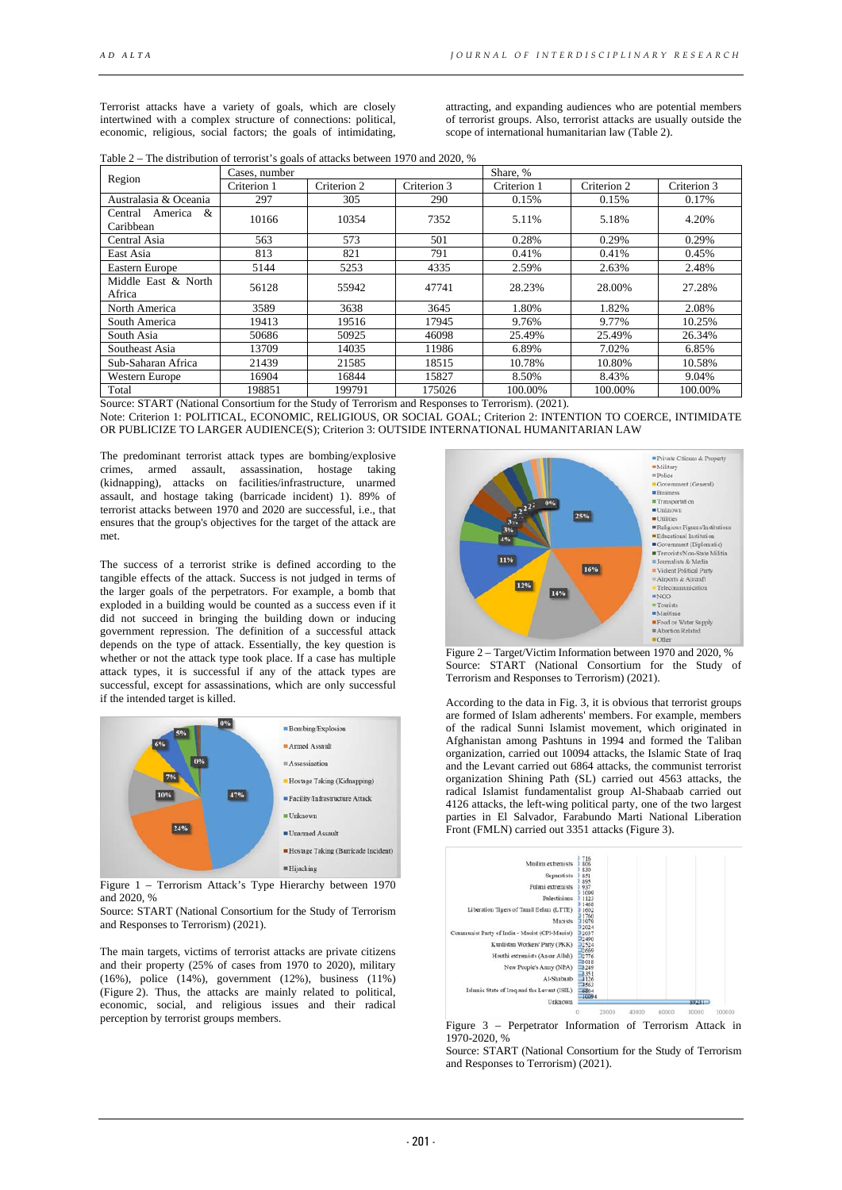Terrorist attacks have a variety of goals, which are closely intertwined with a complex structure of connections: political, economic, religious, social factors; the goals of intimidating, attracting, and expanding audiences who are potential members of terrorist groups. Also, terrorist attacks are usually outside the scope of international humanitarian law (Table 2).

Table 2 – The distribution of terrorist's goals of attacks between 1970 and 2020, %

| Region | Cases, number | | | Share, % | | |
|---|---|---|---|---|---|---|
| | Criterion 1 | Criterion 2 | Criterion 3 | Criterion 1 | Criterion 2 | Criterion 3 |
| Australasia & Oceania | 297 | 305 | 290 | 0.15% | 0.15% | 0.17% |
| Central America & Caribbean | 10166 | 10354 | 7352 | 5.11% | 5.18% | 4.20% |
| Central Asia | 563 | 573 | 501 | 0.28% | 0.29% | 0.29% |
| East Asia | 813 | 821 | 791 | 0.41% | 0.41% | 0.45% |
| Eastern Europe | 5144 | 5253 | 4335 | 2.59% | 2.63% | 2.48% |
| Middle East & North Africa | 56128 | 55942 | 47741 | 28.23% | 28.00% | 27.28% |
| North America | 3589 | 3638 | 3645 | 1.80% | 1.82% | 2.08% |
| South America | 19413 | 19516 | 17945 | 9.76% | 9.77% | 10.25% |
| South Asia | 50686 | 50925 | 46098 | 25.49% | 25.49% | 26.34% |
| Southeast Asia | 13709 | 14035 | 11986 | 6.89% | 7.02% | 6.85% |
| Sub-Saharan Africa | 21439 | 21585 | 18515 | 10.78% | 10.80% | 10.58% |
| Western Europe | 16904 | 16844 | 15827 | 8.50% | 8.43% | 9.04% |
| Total | 198851 | 199791 | 175026 | 100.00% | 100.00% | 100.00% |

Source: START (National Consortium for the Study of Terrorism and Responses to Terrorism). (2021).

Note: Criterion 1: POLITICAL, ECONOMIC, RELIGIOUS, OR SOCIAL GOAL; Criterion 2: INTENTION TO COERCE, INTIMIDATE OR PUBLICIZE TO LARGER AUDIENCE(S); Criterion 3: OUTSIDE INTERNATIONAL HUMANITARIAN LAW

The predominant terrorist attack types are bombing/explosive crimes, armed assault, assassination, hostage taking (kidnapping), attacks on facilities/infrastructure, unarmed assault, and hostage taking (barricade incident) 1). 89% of terrorist attacks between 1970 and 2020 are successful, i.e., that ensures that the group's objectives for the target of the attack are met.

The success of a terrorist strike is defined according to the tangible effects of the attack. Success is not judged in terms of the larger goals of the perpetrators. For example, a bomb that exploded in a building would be counted as a success even if it did not succeed in bringing the building down or inducing government repression. The definition of a successful attack depends on the type of attack. Essentially, the key question is whether or not the attack type took place. If a case has multiple attack types, it is successful if any of the attack types are successful, except for assassinations, which are only successful if the intended target is killed.

Figure 1 – Terrorism Attack's Type Hierarchy between 1970 and 2020, %

Source: START (National Consortium for the Study of Terrorism and Responses to Terrorism) (2021).

The main targets, victims of terrorist attacks are private citizens and their property (25% of cases from 1970 to 2020), military (16%), police (14%), government (12%), business (11%) (Figure 2). Thus, the attacks are mainly related to political, economic, social, and religious issues and their radical perception by terrorist groups members.

Figure 2 – Target/Victim Information between 1970 and 2020, %

Source: START (National Consortium for the Study of Terrorism and Responses to Terrorism) (2021).

According to the data in Fig. 3, it is obvious that terrorist groups are formed of Islam adherents' members. For example, members of the radical Sunni Islamist movement, which originated in Afghanistan among Pashtuns in 1994 and formed the Taliban organization, carried out 10094 attacks, the Islamic State of Iraq and the Levant carried out 6864 attacks, the communist terrorist organization Shining Path (SL) carried out 4563 attacks, the radical Islamist fundamentalist group Al-Shabaab carried out 4126 attacks, the left-wing political party, one of the two largest parties in El Salvador, Farabundo Marti National Liberation Front (FMLN) carried out 3351 attacks (Figure 3).

Figure 3 – Perpetrator Information of Terrorism Attack in 1970-2020, %

Source: START (National Consortium for the Study of Terrorism and Responses to Terrorism) (2021).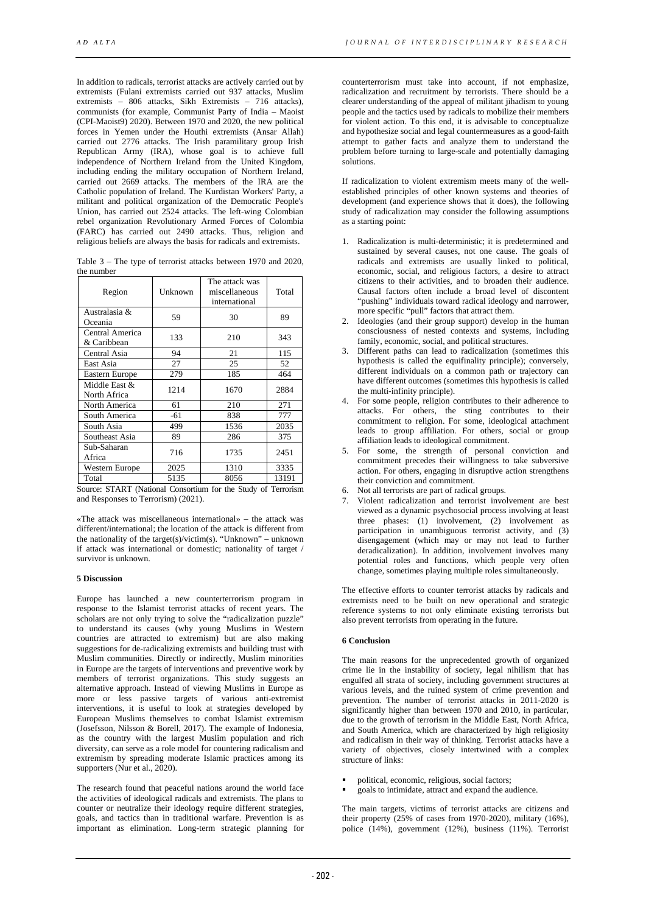In addition to radicals, terrorist attacks are actively carried out by extremists (Fulani extremists carried out 937 attacks, Muslim extremists – 806 attacks, Sikh Extremists – 716 attacks), communists (for example, Communist Party of India – Maoist (CPI-Maoist9) 2020). Between 1970 and 2020, the new political forces in Yemen under the Houthi extremists (Ansar Allah) carried out 2776 attacks. The Irish paramilitary group Irish Republican Army (IRA), whose goal is to achieve full independence of Northern Ireland from the United Kingdom, including ending the military occupation of Northern Ireland, carried out 2669 attacks. The members of the IRA are the Catholic population of Ireland. The Kurdistan Workers' Party, a militant and political organization of the Democratic People's Union, has carried out 2524 attacks. The left-wing Colombian rebel organization Revolutionary Armed Forces of Colombia (FARC) has carried out 2490 attacks. Thus, religion and religious beliefs are always the basis for radicals and extremists.

Table 3 – The type of terrorist attacks between 1970 and 2020, the number

| Region | Unknown | The attack was miscellaneous international | Total |
|---|---|---|---|
| Australasia & Oceania | 59 | 30 | 89 |
| Central America & Caribbean | 133 | 210 | 343 |
| Central Asia | 94 | 21 | 115 |
| East Asia | 27 | 25 | 52 |
| Eastern Europe | 279 | 185 | 464 |
| Middle East & North Africa | 1214 | 1670 | 2884 |
| North America | 61 | 210 | 271 |
| South America | -61 | 838 | 777 |
| South Asia | 499 | 1536 | 2035 |
| Southeast Asia | 89 | 286 | 375 |
| Sub-Saharan Africa | 716 | 1735 | 2451 |
| Western Europe | 2025 | 1310 | 3335 |
| Total | 5135 | 8056 | 13191 |

Source: START (National Consortium for the Study of Terrorism and Responses to Terrorism) (2021).

«The attack was miscellaneous international» – the attack was different/international; the location of the attack is different from the nationality of the target(s)/victim(s). "Unknown" – unknown if attack was international or domestic; nationality of target / survivor is unknown.

## 5 Discussion

Europe has launched a new counterterrorism program in response to the Islamist terrorist attacks of recent years. The scholars are not only trying to solve the "radicalization puzzle" to understand its causes (why young Muslims in Western countries are attracted to extremism) but are also making suggestions for de-radicalizing extremists and building trust with Muslim communities. Directly or indirectly, Muslim minorities in Europe are the targets of interventions and preventive work by members of terrorist organizations. This study suggests an alternative approach. Instead of viewing Muslims in Europe as more or less passive targets of various anti-extremist interventions, it is useful to look at strategies developed by European Muslims themselves to combat Islamist extremism (Josefsson, Nilsson & Borell, 2017). The example of Indonesia, as the country with the largest Muslim population and rich diversity, can serve as a role model for countering radicalism and extremism by spreading moderate Islamic practices among its supporters (Nur et al., 2020).

The research found that peaceful nations around the world face the activities of ideological radicals and extremists. The plans to counter or neutralize their ideology require different strategies, goals, and tactics than in traditional warfare. Prevention is as important as elimination. Long-term strategic planning for counterterrorism must take into account, if not emphasize, radicalization and recruitment by terrorists. There should be a clearer understanding of the appeal of militant jihadism to young people and the tactics used by radicals to mobilize their members for violent action. To this end, it is advisable to conceptualize and hypothesize social and legal countermeasures as a good-faith attempt to gather facts and analyze them to understand the problem before turning to large-scale and potentially damaging solutions.

If radicalization to violent extremism meets many of the well-established principles of other known systems and theories of development (and experience shows that it does), the following study of radicalization may consider the following assumptions as a starting point:

1. Radicalization is multi-deterministic; it is predetermined and sustained by several causes, not one cause. The goals of radicals and extremists are usually linked to political, economic, social, and religious factors, a desire to attract citizens to their activities, and to broaden their audience. Causal factors often include a broad level of discontent "pushing" individuals toward radical ideology and narrower, more specific "pull" factors that attract them.
2. Ideologies (and their group support) develop in the human consciousness of nested contexts and systems, including family, economic, social, and political structures.
3. Different paths can lead to radicalization (sometimes this hypothesis is called the equifinality principle); conversely, different individuals on a common path or trajectory can have different outcomes (sometimes this hypothesis is called the multi-infinity principle).
4. For some people, religion contributes to their adherence to attacks. For others, the sting contributes to their commitment to religion. For some, ideological attachment leads to group affiliation. For others, social or group affiliation leads to ideological commitment.
5. For some, the strength of personal conviction and commitment precedes their willingness to take subversive action. For others, engaging in disruptive action strengthens their conviction and commitment.
6. Not all terrorists are part of radical groups.
7. Violent radicalization and terrorist involvement are best viewed as a dynamic psychosocial process involving at least three phases: (1) involvement, (2) involvement as participation in unambiguous terrorist activity, and (3) disengagement (which may or may not lead to further deradicalization). In addition, involvement involves many potential roles and functions, which people very often change, sometimes playing multiple roles simultaneously.

The effective efforts to counter terrorist attacks by radicals and extremists need to be built on new operational and strategic reference systems to not only eliminate existing terrorists but also prevent terrorists from operating in the future.

## 6 Conclusion

The main reasons for the unprecedented growth of organized crime lie in the instability of society, legal nihilism that has engulfed all strata of society, including government structures at various levels, and the ruined system of crime prevention and prevention. The number of terrorist attacks in 2011-2020 is significantly higher than between 1970 and 2010, in particular, due to the growth of terrorism in the Middle East, North Africa, and South America, which are characterized by high religiosity and radicalism in their way of thinking. Terrorist attacks have a variety of objectives, closely intertwined with a complex structure of links:

- political, economic, religious, social factors;
- goals to intimidate, attract and expand the audience.

The main targets, victims of terrorist attacks are citizens and their property (25% of cases from 1970-2020), military (16%), police (14%), government (12%), business (11%). Terrorist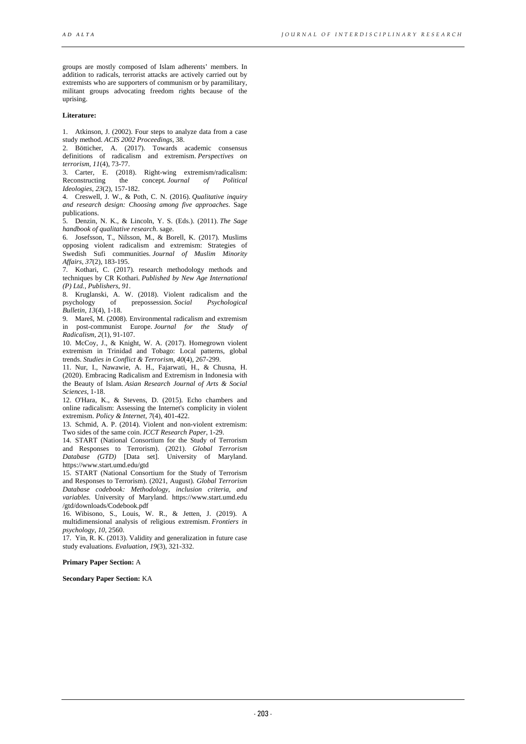groups are mostly composed of Islam adherents' members. In addition to radicals, terrorist attacks are actively carried out by extremists who are supporters of communism or by paramilitary, militant groups advocating freedom rights because of the uprising.

**Literature:**

1. Atkinson, J. (2002). Four steps to analyze data from a case study method. *ACIS 2002 Proceedings*, 38.
2. Bötticher, A. (2017). Towards academic consensus definitions of radicalism and extremism. *Perspectives on terrorism*, *11*(4), 73-77.
3. Carter, E. (2018). Right-wing extremism/radicalism: Reconstructing the concept. *Journal of Political Ideologies*, *23*(2), 157-182.
4. Creswell, J. W., & Poth, C. N. (2016). *Qualitative inquiry and research design: Choosing among five approaches*. Sage publications.
5. Denzin, N. K., & Lincoln, Y. S. (Eds.). (2011). *The Sage handbook of qualitative research*. sage.
6. Josefsson, T., Nilsson, M., & Borell, K. (2017). Muslims opposing violent radicalism and extremism: Strategies of Swedish Sufi communities. *Journal of Muslim Minority Affairs*, *37*(2), 183-195.
7. Kothari, C. (2017). research methodology methods and techniques by CR Kothari. *Published by New Age International (P) Ltd., Publishers*, *91*.
8. Kruglanski, A. W. (2018). Violent radicalism and the psychology of prepossession. *Social Psychological Bulletin*, *13*(4), 1-18.
9. Mareš, M. (2008). Environmental radicalism and extremism in post-communist Europe. *Journal for the Study of Radicalism*, *2*(1), 91-107.
10. McCoy, J., & Knight, W. A. (2017). Homegrown violent extremism in Trinidad and Tobago: Local patterns, global trends. *Studies in Conflict & Terrorism*, *40*(4), 267-299.
11. Nur, I., Nawawie, A. H., Fajarwati, H., & Chusna, H. (2020). Embracing Radicalism and Extremism in Indonesia with the Beauty of Islam. *Asian Research Journal of Arts & Social Sciences*, 1-18.
12. O'Hara, K., & Stevens, D. (2015). Echo chambers and online radicalism: Assessing the Internet's complicity in violent extremism. *Policy & Internet*, *7*(4), 401-422.
13. Schmid, A. P. (2014). Violent and non-violent extremism: Two sides of the same coin. *ICCT Research Paper*, 1-29.
14. START (National Consortium for the Study of Terrorism and Responses to Terrorism). (2021). *Global Terrorism Database (GTD)* [Data set]. University of Maryland. https://www.start.umd.edu/gtd
15. START (National Consortium for the Study of Terrorism and Responses to Terrorism). (2021, August). *Global Terrorism Database codebook: Methodology, inclusion criteria, and variables.* University of Maryland. https://www.start.umd.edu/gtd/downloads/Codebook.pdf
16. Wibisono, S., Louis, W. R., & Jetten, J. (2019). A multidimensional analysis of religious extremism. *Frontiers in psychology*, *10*, 2560.
17. Yin, R. K. (2013). Validity and generalization in future case study evaluations. *Evaluation*, *19*(3), 321-332.

**Primary Paper Section:** A

**Secondary Paper Section:** KA